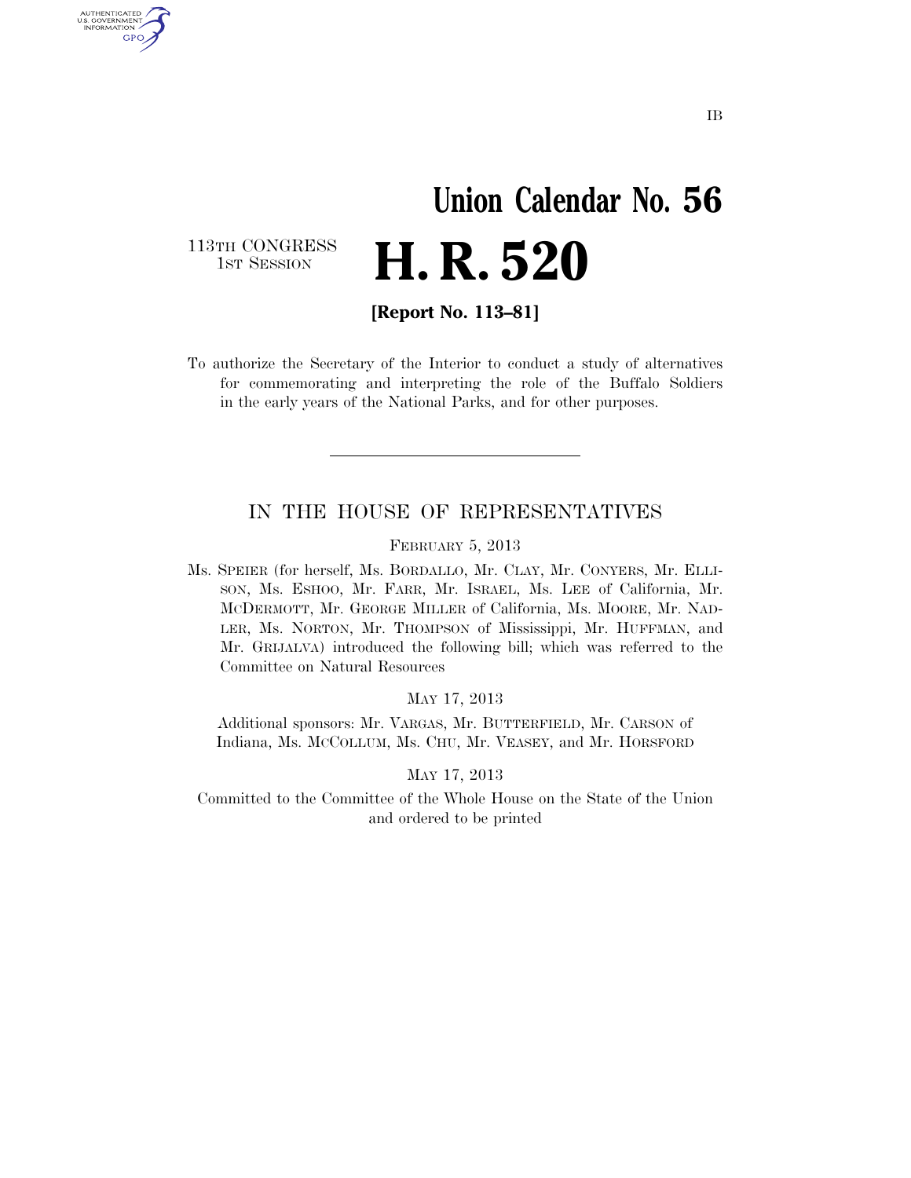IB

# Union Calendar No. 56

113TH CONGRESS
1ST SESSION

# H. R. 520

**[Report No. 113–81]**

To authorize the Secretary of the Interior to conduct a study of alternatives for commemorating and interpreting the role of the Buffalo Soldiers in the early years of the National Parks, and for other purposes.

---

IN THE HOUSE OF REPRESENTATIVES

FEBRUARY 5, 2013

Ms. SPEIER (for herself, Ms. BORDALLO, Mr. CLAY, Mr. CONYERS, Mr. ELLISON, Ms. ESHOO, Mr. FARR, Mr. ISRAEL, Ms. LEE of California, Mr. MCDERMOTT, Mr. GEORGE MILLER of California, Ms. MOORE, Mr. NADLER, Ms. NORTON, Mr. THOMPSON of Mississippi, Mr. HUFFMAN, and Mr. GRIJALVA) introduced the following bill; which was referred to the Committee on Natural Resources

MAY 17, 2013

Additional sponsors: Mr. VARGAS, Mr. BUTTERFIELD, Mr. CARSON of Indiana, Ms. MCCOLLUM, Ms. CHU, Mr. VEASEY, and Mr. HORSFORD

MAY 17, 2013

Committed to the Committee of the Whole House on the State of the Union and ordered to be printed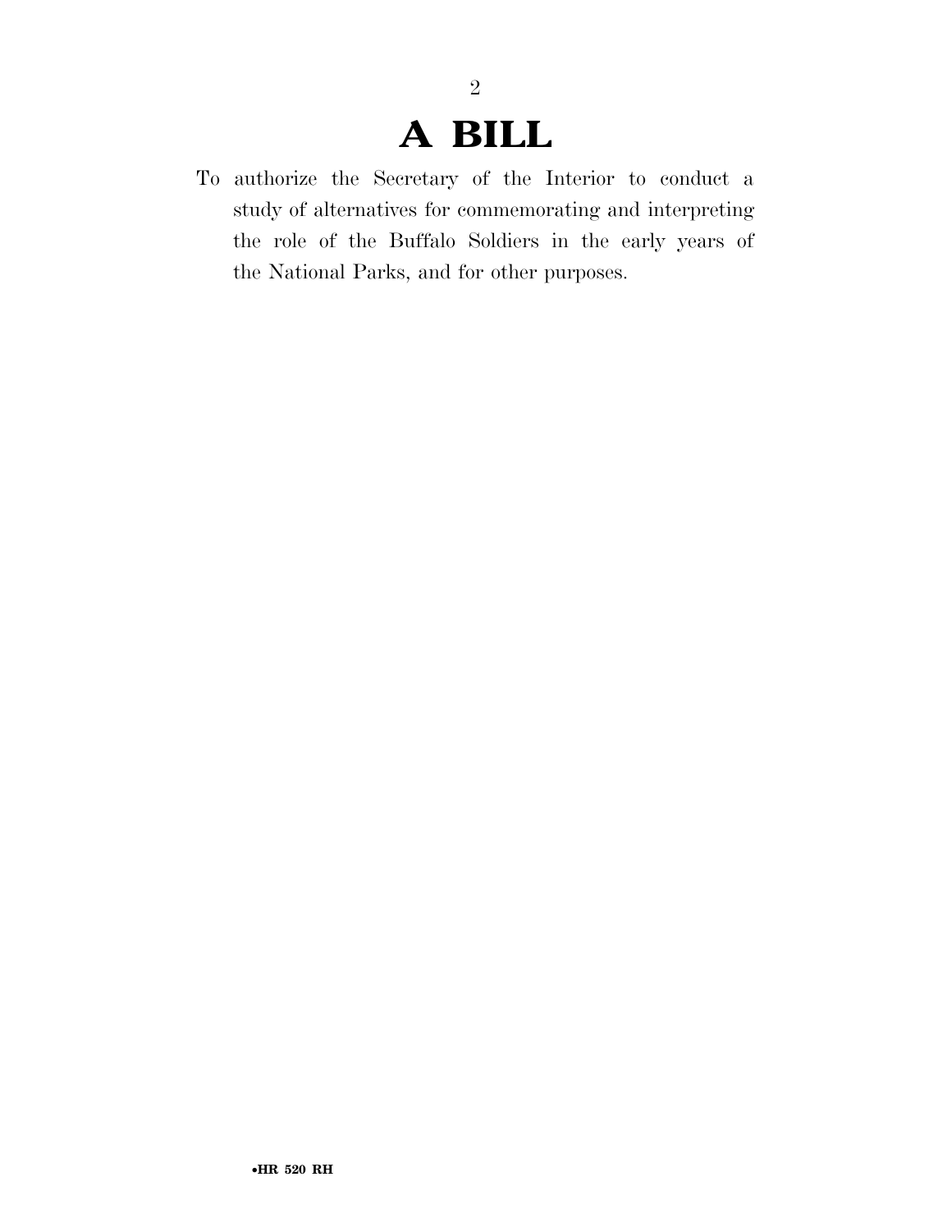# A BILL

To authorize the Secretary of the Interior to conduct a study of alternatives for commemorating and interpreting the role of the Buffalo Soldiers in the early years of the National Parks, and for other purposes.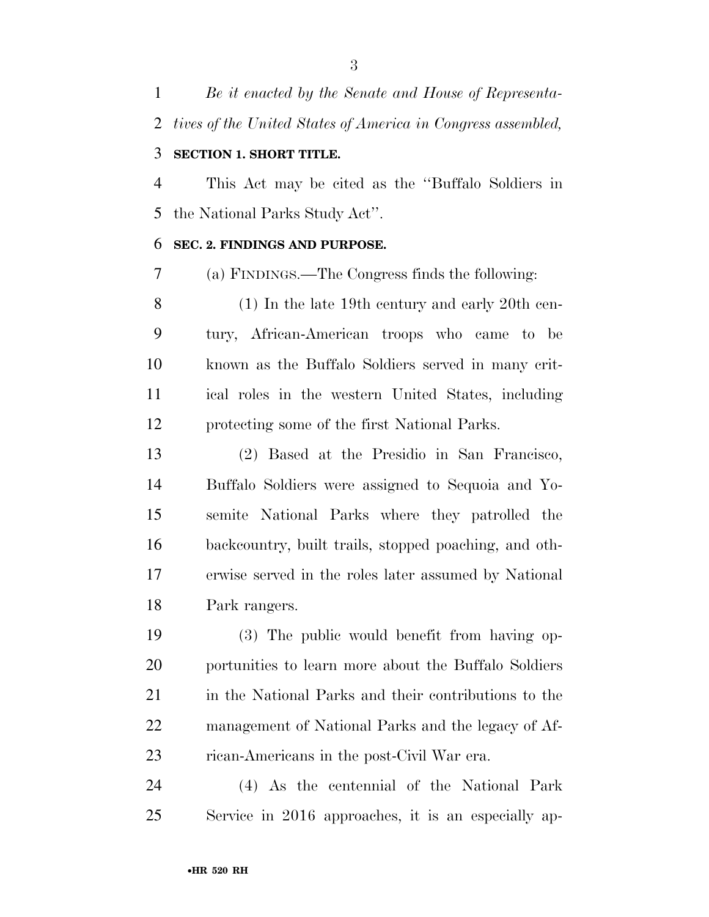*Be it enacted by the Senate and House of Representatives of the United States of America in Congress assembled,*

**SECTION 1. SHORT TITLE.**

This Act may be cited as the ''Buffalo Soldiers in the National Parks Study Act''.

**SEC. 2. FINDINGS AND PURPOSE.**

(a) FINDINGS.—The Congress finds the following:

(1) In the late 19th century and early 20th century, African-American troops who came to be known as the Buffalo Soldiers served in many critical roles in the western United States, including protecting some of the first National Parks.

(2) Based at the Presidio in San Francisco, Buffalo Soldiers were assigned to Sequoia and Yosemite National Parks where they patrolled the backcountry, built trails, stopped poaching, and otherwise served in the roles later assumed by National Park rangers.

(3) The public would benefit from having opportunities to learn more about the Buffalo Soldiers in the National Parks and their contributions to the management of National Parks and the legacy of African-Americans in the post-Civil War era.

(4) As the centennial of the National Park Service in 2016 approaches, it is an especially ap-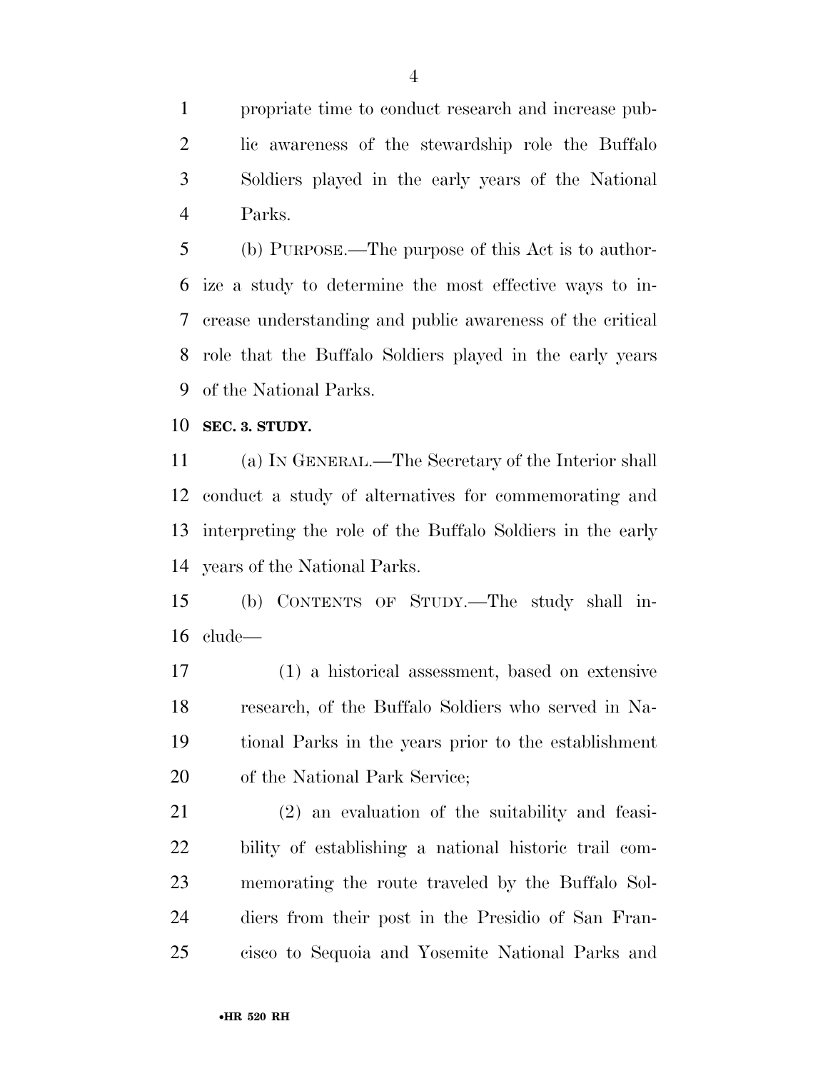propriate time to conduct research and increase public awareness of the stewardship role the Buffalo Soldiers played in the early years of the National Parks.

(b) PURPOSE.—The purpose of this Act is to authorize a study to determine the most effective ways to increase understanding and public awareness of the critical role that the Buffalo Soldiers played in the early years of the National Parks.

**SEC. 3. STUDY.**

(a) IN GENERAL.—The Secretary of the Interior shall conduct a study of alternatives for commemorating and interpreting the role of the Buffalo Soldiers in the early years of the National Parks.

(b) CONTENTS OF STUDY.—The study shall include—

(1) a historical assessment, based on extensive research, of the Buffalo Soldiers who served in National Parks in the years prior to the establishment of the National Park Service;

(2) an evaluation of the suitability and feasibility of establishing a national historic trail commemorating the route traveled by the Buffalo Soldiers from their post in the Presidio of San Francisco to Sequoia and Yosemite National Parks and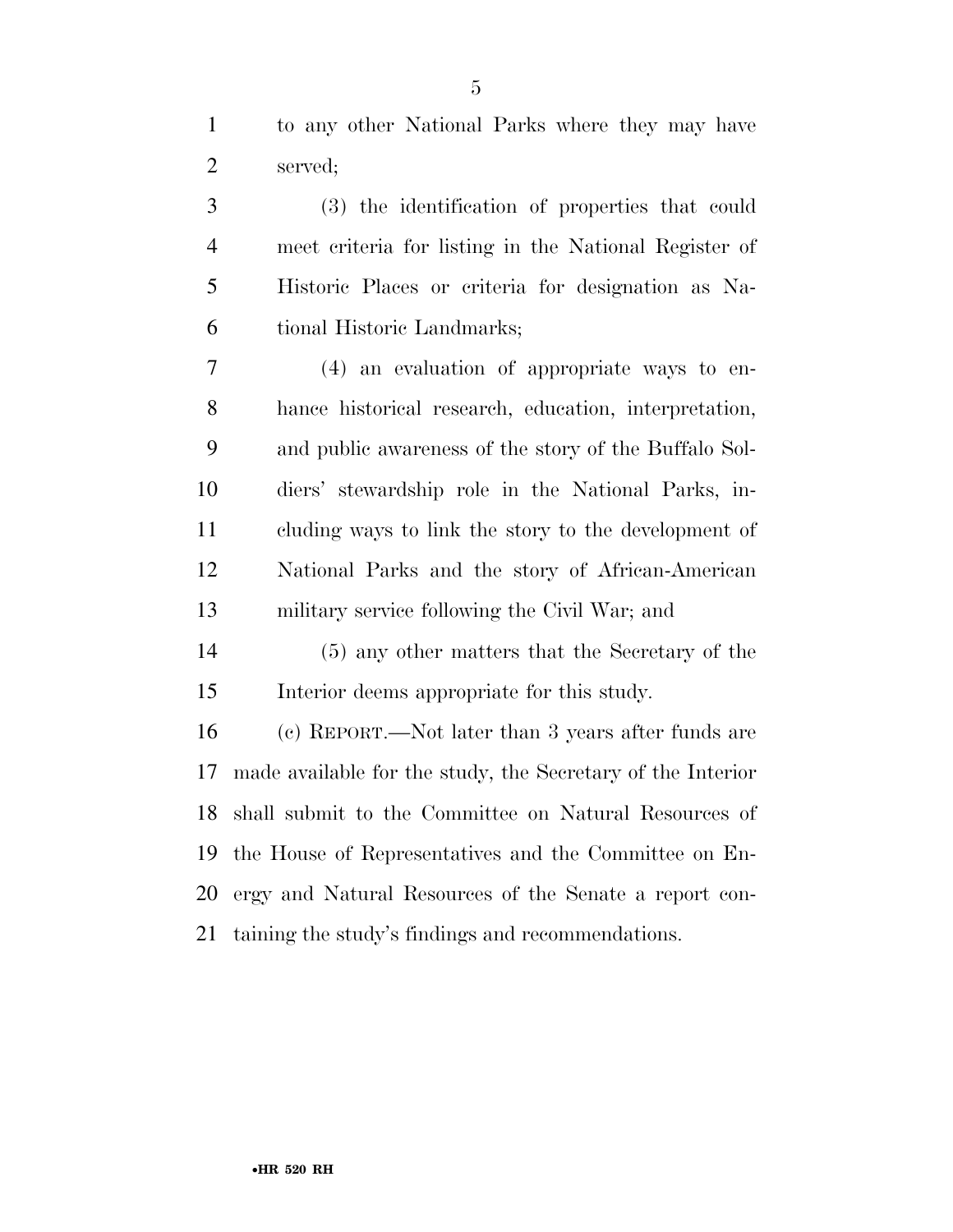to any other National Parks where they may have served;

(3) the identification of properties that could meet criteria for listing in the National Register of Historic Places or criteria for designation as National Historic Landmarks;

(4) an evaluation of appropriate ways to enhance historical research, education, interpretation, and public awareness of the story of the Buffalo Soldiers' stewardship role in the National Parks, including ways to link the story to the development of National Parks and the story of African-American military service following the Civil War; and

(5) any other matters that the Secretary of the Interior deems appropriate for this study.

(c) REPORT.—Not later than 3 years after funds are made available for the study, the Secretary of the Interior shall submit to the Committee on Natural Resources of the House of Representatives and the Committee on Energy and Natural Resources of the Senate a report containing the study's findings and recommendations.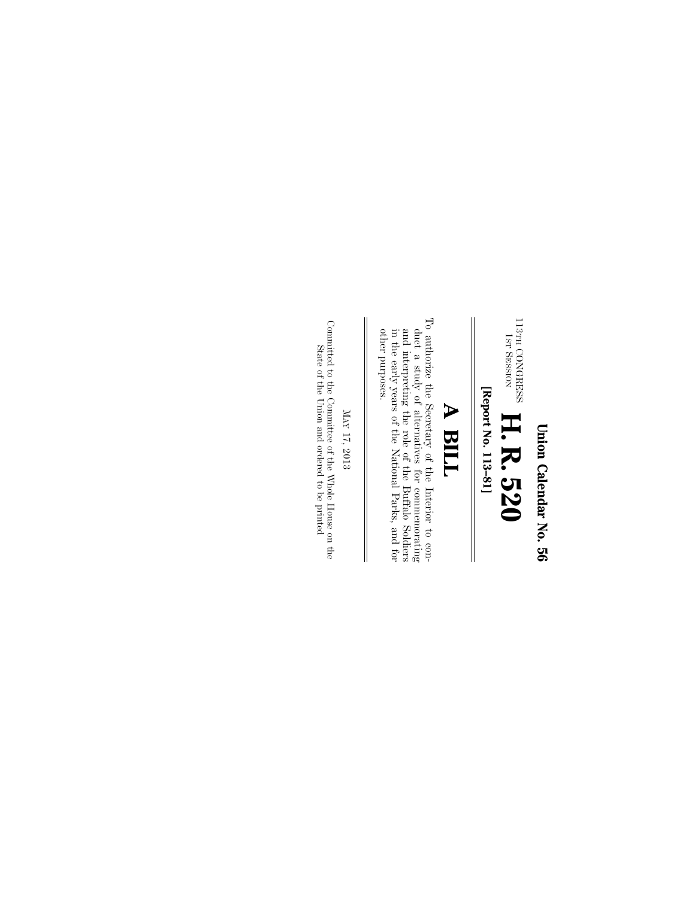Union Calendar No. 56

113TH CONGRESS
1ST SESSION

# H. R. 520

[Report No. 113–81]

# A BILL

To authorize the Secretary of the Interior to conduct a study of alternatives for commemorating and interpreting the role of the Buffalo Soldiers in the early years of the National Parks, and for other purposes.

MAY 17, 2013

Committed to the Committee of the Whole House on the State of the Union and ordered to be printed